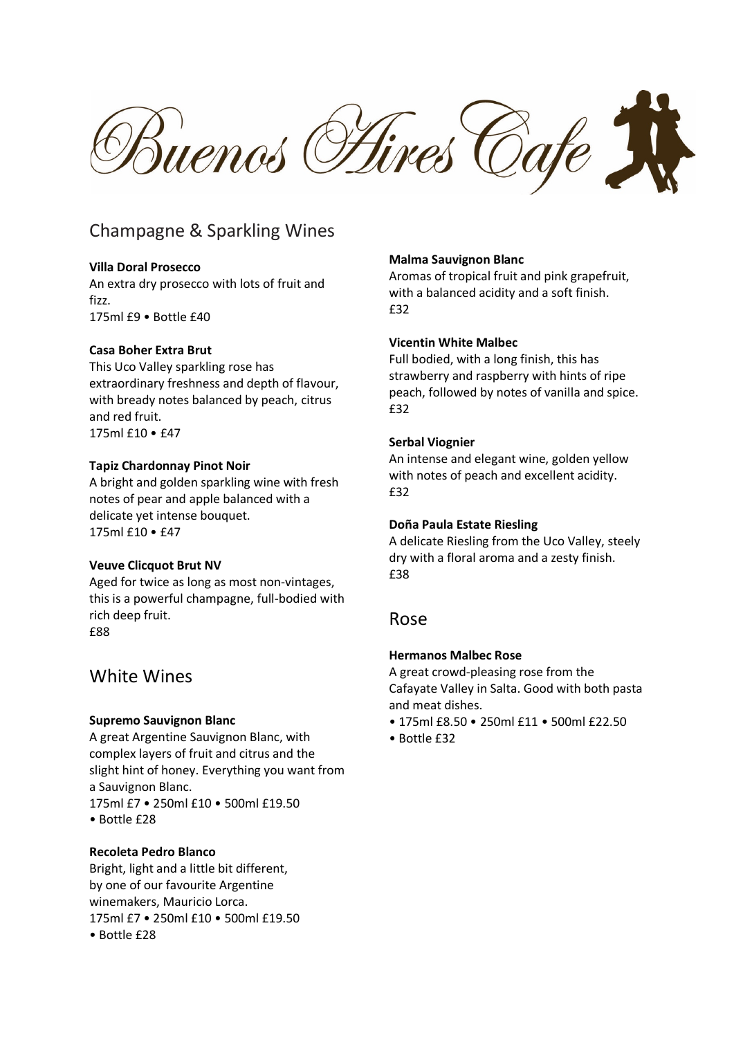# Buenos Aires Cafe

## Champagne & Sparkling Wines

**Villa Doral Prosecco**
An extra dry prosecco with lots of fruit and fizz.
175ml £9 • Bottle £40

**Casa Boher Extra Brut**
This Uco Valley sparkling rose has extraordinary freshness and depth of flavour, with bready notes balanced by peach, citrus and red fruit.
175ml £10 • £47

**Tapiz Chardonnay Pinot Noir**
A bright and golden sparkling wine with fresh notes of pear and apple balanced with a delicate yet intense bouquet.
175ml £10 • £47

**Veuve Clicquot Brut NV**
Aged for twice as long as most non-vintages, this is a powerful champagne, full-bodied with rich deep fruit.
£88

## White Wines

**Supremo Sauvignon Blanc**
A great Argentine Sauvignon Blanc, with complex layers of fruit and citrus and the slight hint of honey. Everything you want from a Sauvignon Blanc.
175ml £7 • 250ml £10 • 500ml £19.50
• Bottle £28

**Recoleta Pedro Blanco**
Bright, light and a little bit different, by one of our favourite Argentine winemakers, Mauricio Lorca.
175ml £7 • 250ml £10 • 500ml £19.50
• Bottle £28

**Malma Sauvignon Blanc**
Aromas of tropical fruit and pink grapefruit, with a balanced acidity and a soft finish.
£32

**Vicentin White Malbec**
Full bodied, with a long finish, this has strawberry and raspberry with hints of ripe peach, followed by notes of vanilla and spice.
£32

**Serbal Viognier**
An intense and elegant wine, golden yellow with notes of peach and excellent acidity.
£32

**Doña Paula Estate Riesling**
A delicate Riesling from the Uco Valley, steely dry with a floral aroma and a zesty finish.
£38

## Rose

**Hermanos Malbec Rose**
A great crowd-pleasing rose from the Cafayate Valley in Salta. Good with both pasta and meat dishes.
• 175ml £8.50 • 250ml £11 • 500ml £22.50
• Bottle £32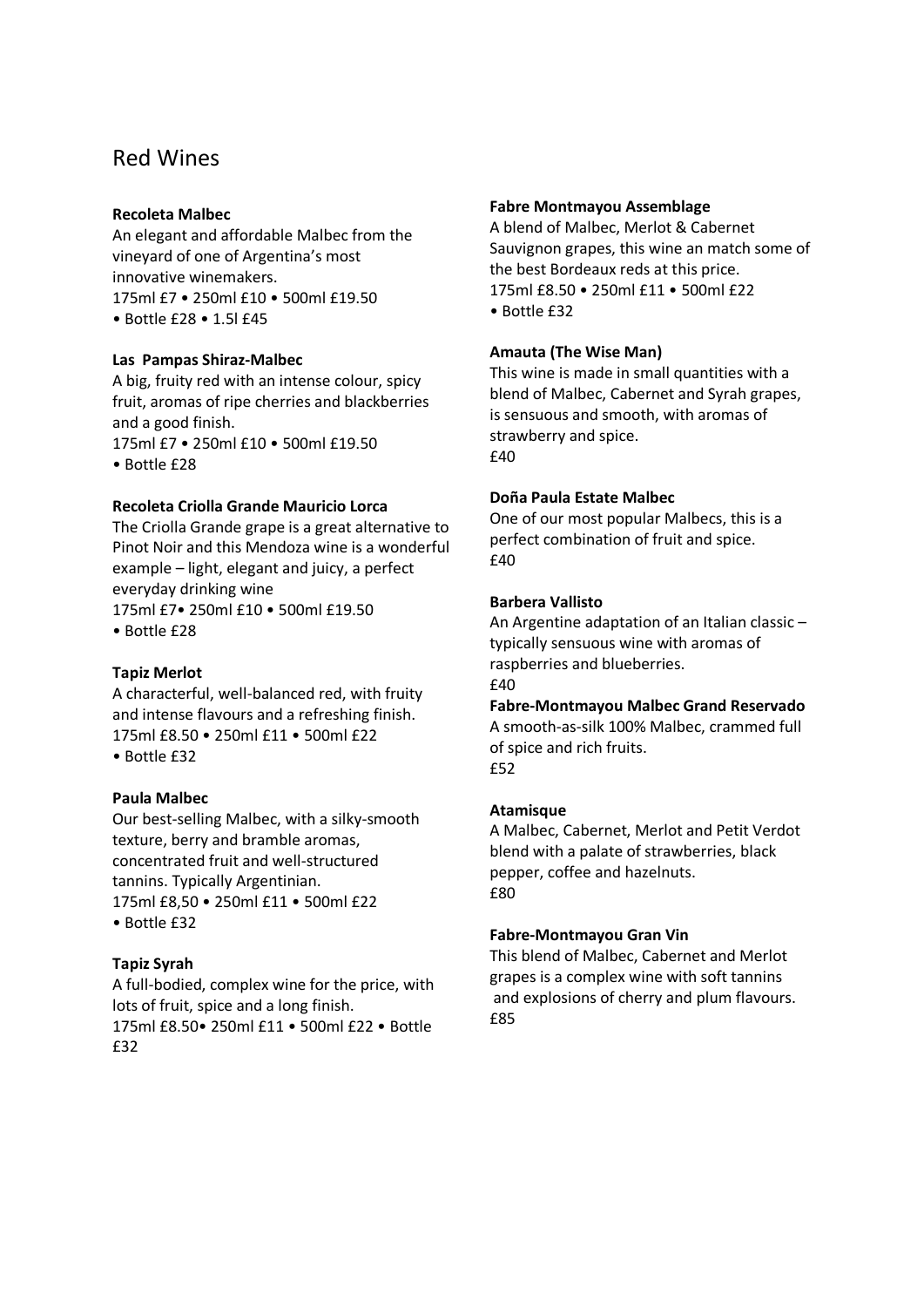## Red Wines

**Recoleta Malbec**

An elegant and affordable Malbec from the vineyard of one of Argentina's most innovative winemakers.
175ml £7 • 250ml £10 • 500ml £19.50
• Bottle £28 • 1.5l £45

**Las Pampas Shiraz-Malbec**

A big, fruity red with an intense colour, spicy fruit, aromas of ripe cherries and blackberries and a good finish.
175ml £7 • 250ml £10 • 500ml £19.50
• Bottle £28

**Recoleta Criolla Grande Mauricio Lorca**

The Criolla Grande grape is a great alternative to Pinot Noir and this Mendoza wine is a wonderful example – light, elegant and juicy, a perfect everyday drinking wine
175ml £7• 250ml £10 • 500ml £19.50
• Bottle £28

**Tapiz Merlot**

A characterful, well-balanced red, with fruity and intense flavours and a refreshing finish.
175ml £8.50 • 250ml £11 • 500ml £22
• Bottle £32

**Paula Malbec**

Our best-selling Malbec, with a silky-smooth texture, berry and bramble aromas, concentrated fruit and well-structured tannins. Typically Argentinian.
175ml £8,50 • 250ml £11 • 500ml £22
• Bottle £32

**Tapiz Syrah**

A full-bodied, complex wine for the price, with lots of fruit, spice and a long finish.
175ml £8.50• 250ml £11 • 500ml £22 • Bottle £32

**Fabre Montmayou Assemblage**

A blend of Malbec, Merlot & Cabernet Sauvignon grapes, this wine an match some of the best Bordeaux reds at this price.
175ml £8.50 • 250ml £11 • 500ml £22
• Bottle £32

**Amauta (The Wise Man)**

This wine is made in small quantities with a blend of Malbec, Cabernet and Syrah grapes, is sensuous and smooth, with aromas of strawberry and spice.
£40

**Doña Paula Estate Malbec**

One of our most popular Malbecs, this is a perfect combination of fruit and spice.
£40

**Barbera Vallisto**

An Argentine adaptation of an Italian classic – typically sensuous wine with aromas of raspberries and blueberries.
£40

**Fabre-Montmayou Malbec Grand Reservado**

A smooth-as-silk 100% Malbec, crammed full of spice and rich fruits.
£52

**Atamisque**

A Malbec, Cabernet, Merlot and Petit Verdot blend with a palate of strawberries, black pepper, coffee and hazelnuts.
£80

**Fabre-Montmayou Gran Vin**

This blend of Malbec, Cabernet and Merlot grapes is a complex wine with soft tannins and explosions of cherry and plum flavours.
£85